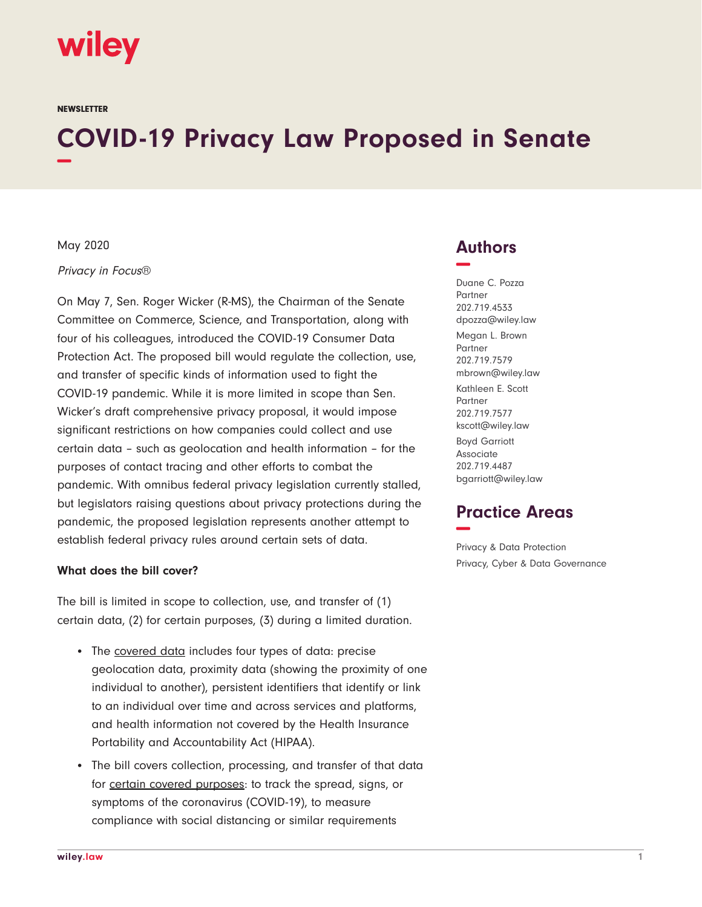wiley

NEWSLETTER

# COVID-19 Privacy Law Proposed in Senate

May 2020

*Privacy in Focus®*

On May 7, Sen. Roger Wicker (R-MS), the Chairman of the Senate Committee on Commerce, Science, and Transportation, along with four of his colleagues, introduced the COVID-19 Consumer Data Protection Act. The proposed bill would regulate the collection, use, and transfer of specific kinds of information used to fight the COVID-19 pandemic. While it is more limited in scope than Sen. Wicker's draft comprehensive privacy proposal, it would impose significant restrictions on how companies could collect and use certain data – such as geolocation and health information – for the purposes of contact tracing and other efforts to combat the pandemic. With omnibus federal privacy legislation currently stalled, but legislators raising questions about privacy protections during the pandemic, the proposed legislation represents another attempt to establish federal privacy rules around certain sets of data.

**What does the bill cover?**

The bill is limited in scope to collection, use, and transfer of (1) certain data, (2) for certain purposes, (3) during a limited duration.

- The covered data includes four types of data: precise geolocation data, proximity data (showing the proximity of one individual to another), persistent identifiers that identify or link to an individual over time and across services and platforms, and health information not covered by the Health Insurance Portability and Accountability Act (HIPAA).
- The bill covers collection, processing, and transfer of that data for certain covered purposes: to track the spread, signs, or symptoms of the coronavirus (COVID-19), to measure compliance with social distancing or similar requirements

## Authors

Duane C. Pozza
Partner
202.719.4533
dpozza@wiley.law

Megan L. Brown
Partner
202.719.7579
mbrown@wiley.law

Kathleen E. Scott
Partner
202.719.7577
kscott@wiley.law

Boyd Garriott
Associate
202.719.4487
bgarriott@wiley.law

## Practice Areas

Privacy & Data Protection
Privacy, Cyber & Data Governance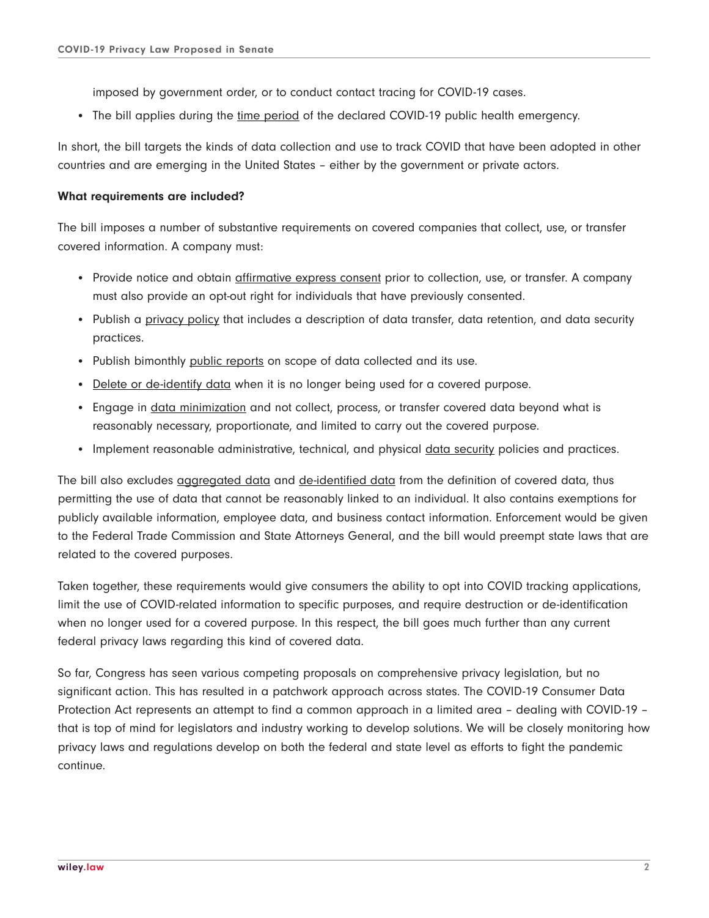imposed by government order, or to conduct contact tracing for COVID-19 cases.

- The bill applies during the time period of the declared COVID-19 public health emergency.

In short, the bill targets the kinds of data collection and use to track COVID that have been adopted in other countries and are emerging in the United States – either by the government or private actors.

**What requirements are included?**

The bill imposes a number of substantive requirements on covered companies that collect, use, or transfer covered information. A company must:

- Provide notice and obtain affirmative express consent prior to collection, use, or transfer. A company must also provide an opt-out right for individuals that have previously consented.
- Publish a privacy policy that includes a description of data transfer, data retention, and data security practices.
- Publish bimonthly public reports on scope of data collected and its use.
- Delete or de-identify data when it is no longer being used for a covered purpose.
- Engage in data minimization and not collect, process, or transfer covered data beyond what is reasonably necessary, proportionate, and limited to carry out the covered purpose.
- Implement reasonable administrative, technical, and physical data security policies and practices.

The bill also excludes aggregated data and de-identified data from the definition of covered data, thus permitting the use of data that cannot be reasonably linked to an individual. It also contains exemptions for publicly available information, employee data, and business contact information. Enforcement would be given to the Federal Trade Commission and State Attorneys General, and the bill would preempt state laws that are related to the covered purposes.

Taken together, these requirements would give consumers the ability to opt into COVID tracking applications, limit the use of COVID-related information to specific purposes, and require destruction or de-identification when no longer used for a covered purpose. In this respect, the bill goes much further than any current federal privacy laws regarding this kind of covered data.

So far, Congress has seen various competing proposals on comprehensive privacy legislation, but no significant action. This has resulted in a patchwork approach across states. The COVID-19 Consumer Data Protection Act represents an attempt to find a common approach in a limited area – dealing with COVID-19 – that is top of mind for legislators and industry working to develop solutions. We will be closely monitoring how privacy laws and regulations develop on both the federal and state level as efforts to fight the pandemic continue.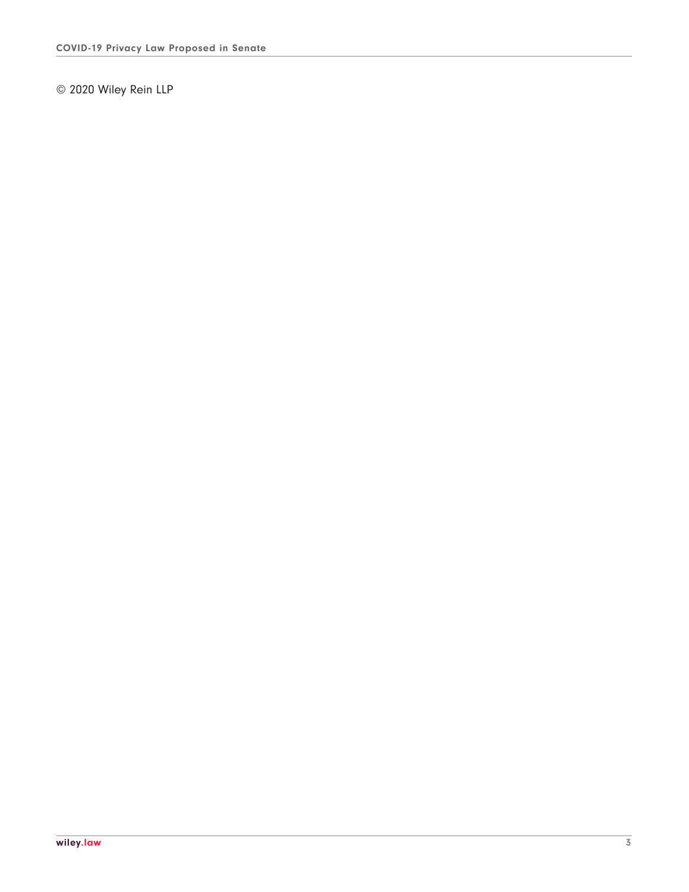© 2020 Wiley Rein LLP